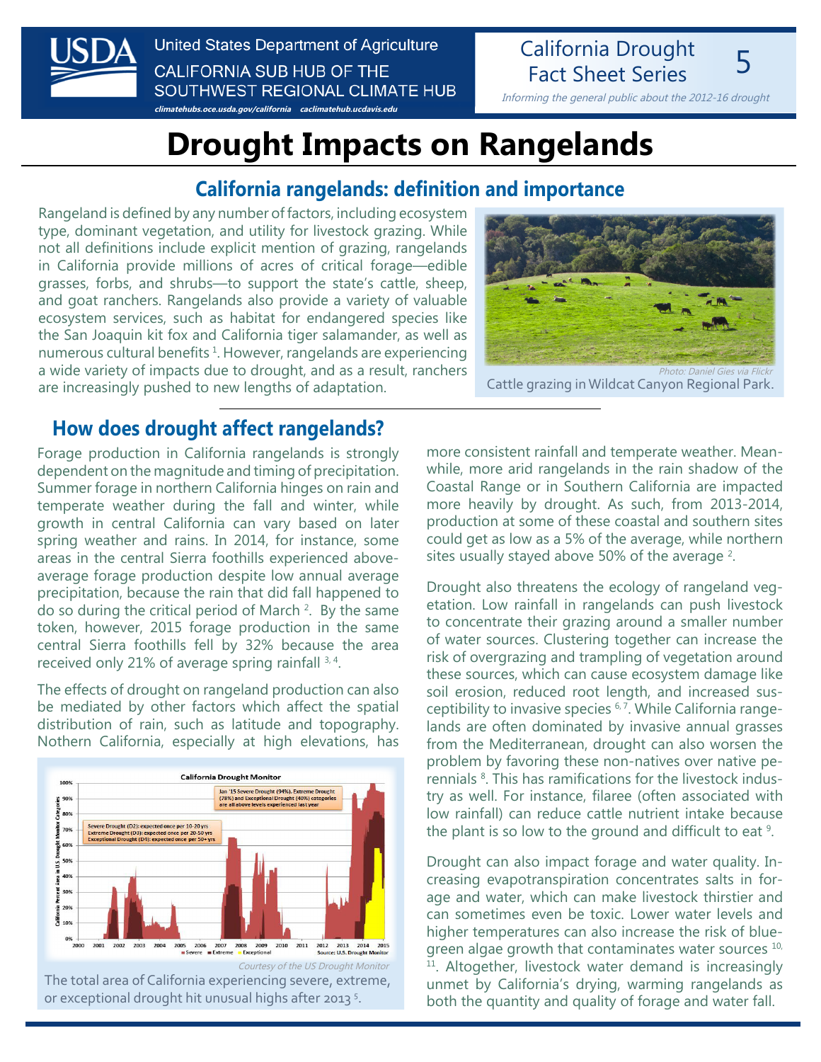United States Department of Agriculture
CALIFORNIA SUB HUB OF THE SOUTHWEST REGIONAL CLIMATE HUB
climatehubs.oce.usda.gov/california caclimatehub.ucdavis.edu

California Drought Fact Sheet Series 5

*Informing the general public about the 2012-16 drought*

# Drought Impacts on Rangelands

## California rangelands: definition and importance

Rangeland is defined by any number of factors, including ecosystem type, dominant vegetation, and utility for livestock grazing. While not all definitions include explicit mention of grazing, rangelands in California provide millions of acres of critical forage—edible grasses, forbs, and shrubs—to support the state's cattle, sheep, and goat ranchers. Rangelands also provide a variety of valuable ecosystem services, such as habitat for endangered species like the San Joaquin kit fox and California tiger salamander, as well as numerous cultural benefits [1]. However, rangelands are experiencing a wide variety of impacts due to drought, and as a result, ranchers are increasingly pushed to new lengths of adaptation.

*Photo: Daniel Gies via Flickr*

Cattle grazing in Wildcat Canyon Regional Park.

## How does drought affect rangelands?

Forage production in California rangelands is strongly dependent on the magnitude and timing of precipitation. Summer forage in northern California hinges on rain and temperate weather during the fall and winter, while growth in central California can vary based on later spring weather and rains. In 2014, for instance, some areas in the central Sierra foothills experienced above-average forage production despite low annual average precipitation, because the rain that did fall happened to do so during the critical period of March [2]. By the same token, however, 2015 forage production in the same central Sierra foothills fell by 32% because the area received only 21% of average spring rainfall [3, 4].

The effects of drought on rangeland production can also be mediated by other factors which affect the spatial distribution of rain, such as latitude and topography. Northern California, especially at high elevations, has more consistent rainfall and temperate weather. Meanwhile, more arid rangelands in the rain shadow of the Coastal Range or in Southern California are impacted more heavily by drought. As such, from 2013-2014, production at some of these coastal and southern sites could get as low as a 5% of the average, while northern sites usually stayed above 50% of the average [2].

*Courtesy of the US Drought Monitor*

The total area of California experiencing severe, extreme, or exceptional drought hit unusual highs after 2013 [5].

Drought also threatens the ecology of rangeland vegetation. Low rainfall in rangelands can push livestock to concentrate their grazing around a smaller number of water sources. Clustering together can increase the risk of overgrazing and trampling of vegetation around these sources, which can cause ecosystem damage like soil erosion, reduced root length, and increased susceptibility to invasive species [6, 7]. While California rangelands are often dominated by invasive annual grasses from the Mediterranean, drought can also worsen the problem by favoring these non-natives over native perennials [8]. This has ramifications for the livestock industry as well. For instance, filaree (often associated with low rainfall) can reduce cattle nutrient intake because the plant is so low to the ground and difficult to eat [9].

Drought can also impact forage and water quality. Increasing evapotranspiration concentrates salts in forage and water, which can make livestock thirstier and can sometimes even be toxic. Lower water levels and higher temperatures can also increase the risk of blue-green algae growth that contaminates water sources [10, 11]. Altogether, livestock water demand is increasingly unmet by California's drying, warming rangelands as both the quantity and quality of forage and water fall.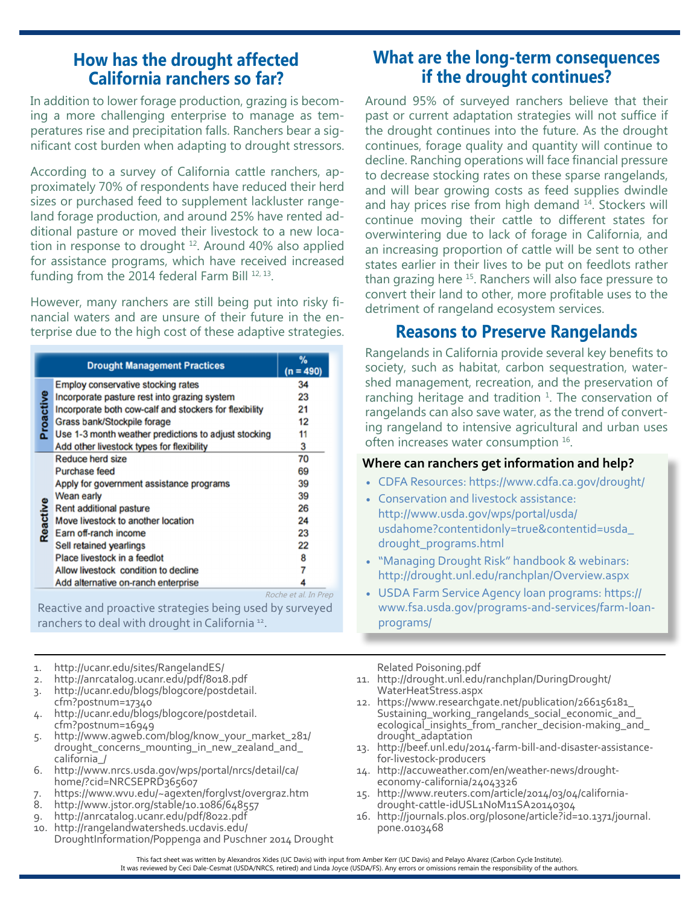## How has the drought affected California ranchers so far?

In addition to lower forage production, grazing is becoming a more challenging enterprise to manage as temperatures rise and precipitation falls. Ranchers bear a significant cost burden when adapting to drought stressors.

According to a survey of California cattle ranchers, approximately 70% of respondents have reduced their herd sizes or purchased feed to supplement lackluster rangeland forage production, and around 25% have rented additional pasture or moved their livestock to a new location in response to drought [12]. Around 40% also applied for assistance programs, which have received increased funding from the 2014 federal Farm Bill [12, 13].

However, many ranchers are still being put into risky financial waters and are unsure of their future in the enterprise due to the high cost of these adaptive strategies.

| | Drought Management Practices | % (n = 490) |
|---|---|---|
| Proactive | Employ conservative stocking rates | 34 |
| | Incorporate pasture rest into grazing system | 23 |
| | Incorporate both cow-calf and stockers for flexibility | 21 |
| | Grass bank/Stockpile forage | 12 |
| | Use 1-3 month weather predictions to adjust stocking | 11 |
| | Add other livestock types for flexibility | 3 |
| Reactive | Reduce herd size | 70 |
| | Purchase feed | 69 |
| | Apply for government assistance programs | 39 |
| | Wean early | 39 |
| | Rent additional pasture | 26 |
| | Move livestock to another location | 24 |
| | Earn off-ranch income | 23 |
| | Sell retained yearlings | 22 |
| | Place livestock in a feedlot | 8 |
| | Allow livestock condition to decline | 7 |
| | Add alternative on-ranch enterprise | 4 |

*Roche et al. In Prep*

Reactive and proactive strategies being used by surveyed ranchers to deal with drought in California [12].

## What are the long-term consequences if the drought continues?

Around 95% of surveyed ranchers believe that their past or current adaptation strategies will not suffice if the drought continues into the future. As the drought continues, forage quality and quantity will continue to decline. Ranching operations will face financial pressure to decrease stocking rates on these sparse rangelands, and will bear growing costs as feed supplies dwindle and hay prices rise from high demand [14]. Stockers will continue moving their cattle to different states for overwintering due to lack of forage in California, and an increasing proportion of cattle will be sent to other states earlier in their lives to be put on feedlots rather than grazing here [15]. Ranchers will also face pressure to convert their land to other, more profitable uses to the detriment of rangeland ecosystem services.

## Reasons to Preserve Rangelands

Rangelands in California provide several key benefits to society, such as habitat, carbon sequestration, watershed management, recreation, and the preservation of ranching heritage and tradition [1]. The conservation of rangelands can also save water, as the trend of converting rangeland to intensive agricultural and urban uses often increases water consumption [16].

### Where can ranchers get information and help?

- CDFA Resources: https://www.cdfa.ca.gov/drought/
- Conservation and livestock assistance: http://www.usda.gov/wps/portal/usda/usdahome?contentidonly=true&contentid=usda_drought_programs.html
- "Managing Drought Risk" handbook & webinars: http://drought.unl.edu/ranchplan/Overview.aspx
- USDA Farm Service Agency loan programs: https://www.fsa.usda.gov/programs-and-services/farm-loan-programs/

---

1. http://ucanr.edu/sites/RangelandES/
2. http://anrcatalog.ucanr.edu/pdf/8018.pdf
3. http://ucanr.edu/blogs/blogcore/postdetail.cfm?postnum=17340
4. http://ucanr.edu/blogs/blogcore/postdetail.cfm?postnum=16949
5. http://www.agweb.com/blog/know_your_market_281/drought_concerns_mounting_in_new_zealand_and_california_/
6. http://www.nrcs.usda.gov/wps/portal/nrcs/detail/ca/home/?cid=NRCSEPRD365607
7. https://www.wvu.edu/~agexten/forglvst/overgraz.htm
8. http://www.jstor.org/stable/10.1086/648557
9. http://anrcatalog.ucanr.edu/pdf/8022.pdf
10. http://rangelandwatersheds.ucdavis.edu/DroughtInformation/Poppenga and Puschner 2014 Drought Related Poisoning.pdf
11. http://drought.unl.edu/ranchplan/DuringDrought/WaterHeatStress.aspx
12. https://www.researchgate.net/publication/266156181_Sustaining_working_rangelands_social_economic_and_ecological_insights_from_rancher_decision-making_and_drought_adaptation
13. http://beef.unl.edu/2014-farm-bill-and-disaster-assistance-for-livestock-producers
14. http://accuweather.com/en/weather-news/drought-economy-california/24043326
15. http://www.reuters.com/article/2014/03/04/california-drought-cattle-idUSL1N0M11SA20140304
16. http://journals.plos.org/plosone/article?id=10.1371/journal.pone.0103468

This fact sheet was written by Alexandros Xides (UC Davis) with input from Amber Kerr (UC Davis) and Pelayo Alvarez (Carbon Cycle Institute). It was reviewed by Ceci Dale-Cesmat (USDA/NRCS, retired) and Linda Joyce (USDA/FS). Any errors or omissions remain the responsibility of the authors.